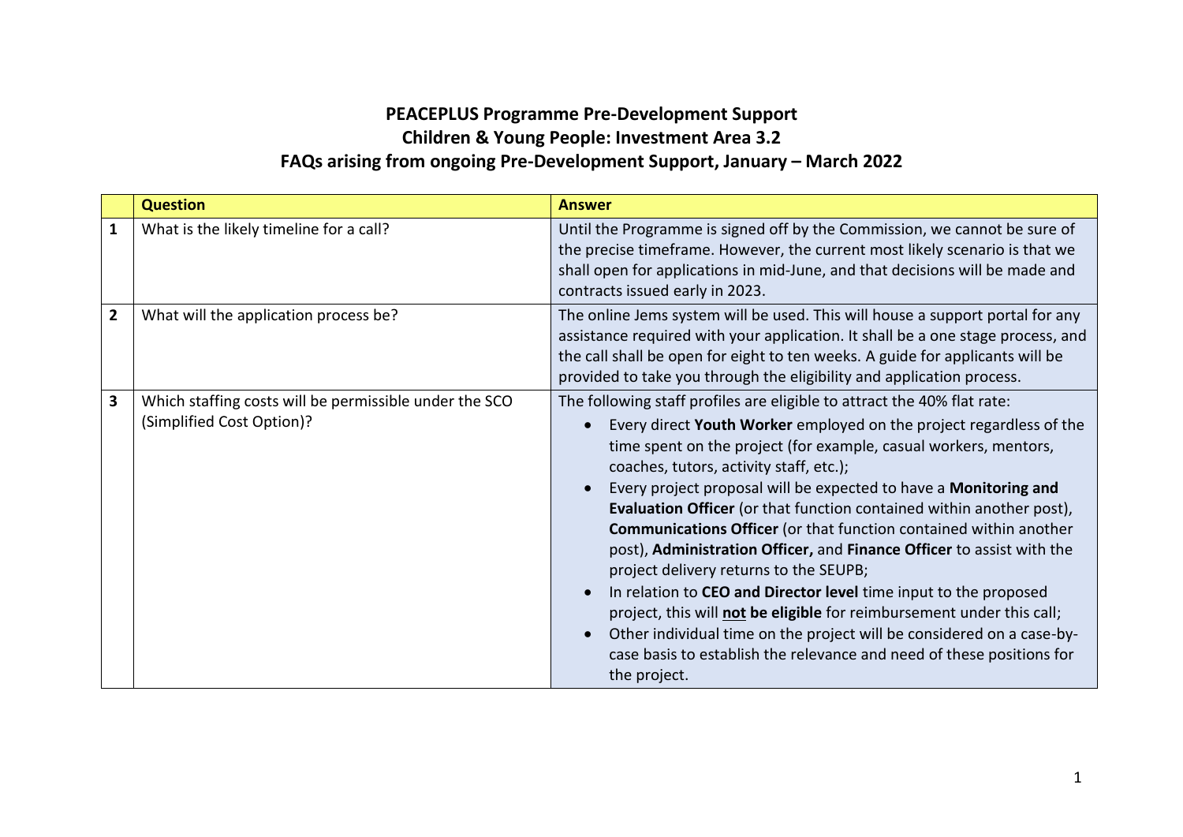# PEACEPLUS Programme Pre-Development Support
## Children & Young People: Investment Area 3.2
## FAQs arising from ongoing Pre-Development Support, January – March 2022

| | Question | Answer |
|---|---|---|
| 1 | What is the likely timeline for a call? | Until the Programme is signed off by the Commission, we cannot be sure of the precise timeframe. However, the current most likely scenario is that we shall open for applications in mid-June, and that decisions will be made and contracts issued early in 2023. |
| 2 | What will the application process be? | The online Jems system will be used. This will house a support portal for any assistance required with your application. It shall be a one stage process, and the call shall be open for eight to ten weeks. A guide for applicants will be provided to take you through the eligibility and application process. |
| 3 | Which staffing costs will be permissible under the SCO (Simplified Cost Option)? | The following staff profiles are eligible to attract the 40% flat rate:<br>• Every direct **Youth Worker** employed on the project regardless of the time spent on the project (for example, casual workers, mentors, coaches, tutors, activity staff, etc.);<br>• Every project proposal will be expected to have a **Monitoring and Evaluation Officer** (or that function contained within another post), **Communications Officer** (or that function contained within another post), **Administration Officer,** and **Finance Officer** to assist with the project delivery returns to the SEUPB;<br>• In relation to **CEO and Director level** time input to the proposed project, this will **not be eligible** for reimbursement under this call;<br>• Other individual time on the project will be considered on a case-by-case basis to establish the relevance and need of these positions for the project. |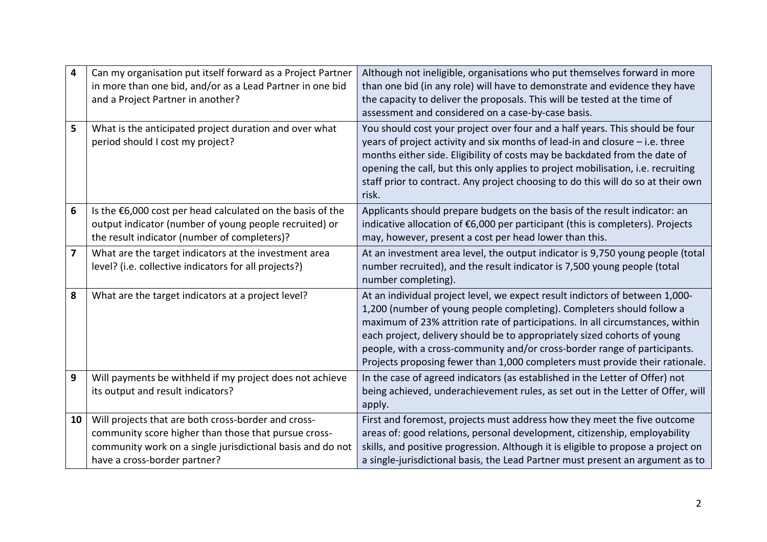| 4 | Can my organisation put itself forward as a Project Partner in more than one bid, and/or as a Lead Partner in one bid and a Project Partner in another? | Although not ineligible, organisations who put themselves forward in more than one bid (in any role) will have to demonstrate and evidence they have the capacity to deliver the proposals. This will be tested at the time of assessment and considered on a case-by-case basis. |
|---|---|---|
| 5 | What is the anticipated project duration and over what period should I cost my project? | You should cost your project over four and a half years. This should be four years of project activity and six months of lead-in and closure – i.e. three months either side. Eligibility of costs may be backdated from the date of opening the call, but this only applies to project mobilisation, i.e. recruiting staff prior to contract. Any project choosing to do this will do so at their own risk. |
| 6 | Is the €6,000 cost per head calculated on the basis of the output indicator (number of young people recruited) or the result indicator (number of completers)? | Applicants should prepare budgets on the basis of the result indicator: an indicative allocation of €6,000 per participant (this is completers). Projects may, however, present a cost per head lower than this. |
| 7 | What are the target indicators at the investment area level? (i.e. collective indicators for all projects?) | At an investment area level, the output indicator is 9,750 young people (total number recruited), and the result indicator is 7,500 young people (total number completing). |
| 8 | What are the target indicators at a project level? | At an individual project level, we expect result indictors of between 1,000-1,200 (number of young people completing). Completers should follow a maximum of 23% attrition rate of participations. In all circumstances, within each project, delivery should be to appropriately sized cohorts of young people, with a cross-community and/or cross-border range of participants. Projects proposing fewer than 1,000 completers must provide their rationale. |
| 9 | Will payments be withheld if my project does not achieve its output and result indicators? | In the case of agreed indicators (as established in the Letter of Offer) not being achieved, underachievement rules, as set out in the Letter of Offer, will apply. |
| 10 | Will projects that are both cross-border and cross-community score higher than those that pursue cross-community work on a single jurisdictional basis and do not have a cross-border partner? | First and foremost, projects must address how they meet the five outcome areas of: good relations, personal development, citizenship, employability skills, and positive progression. Although it is eligible to propose a project on a single-jurisdictional basis, the Lead Partner must present an argument as to |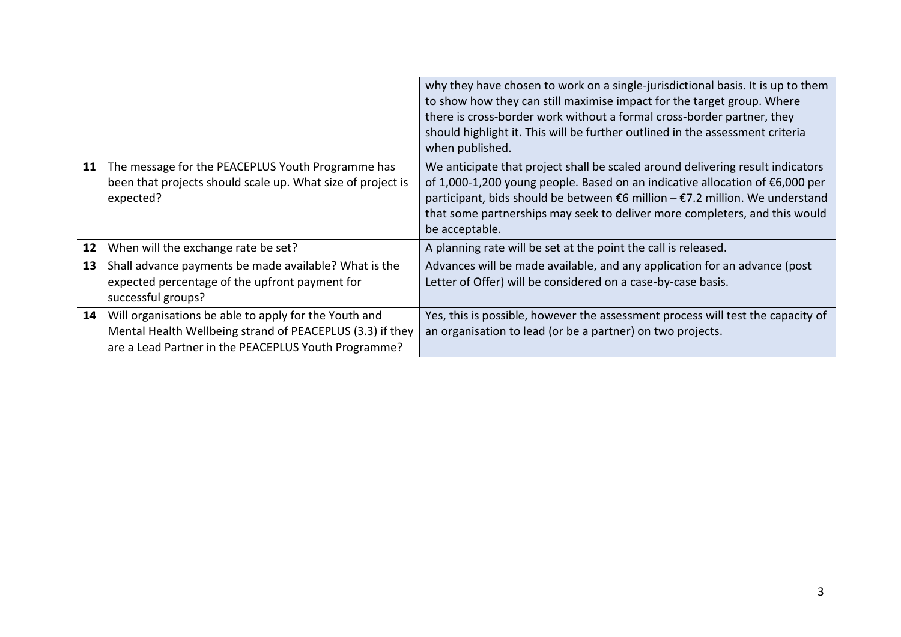| | | |
|---|---|---|
| | | why they have chosen to work on a single-jurisdictional basis. It is up to them to show how they can still maximise impact for the target group. Where there is cross-border work without a formal cross-border partner, they should highlight it. This will be further outlined in the assessment criteria when published. |
| **11** | The message for the PEACEPLUS Youth Programme has been that projects should scale up. What size of project is expected? | We anticipate that project shall be scaled around delivering result indicators of 1,000-1,200 young people. Based on an indicative allocation of €6,000 per participant, bids should be between €6 million – €7.2 million. We understand that some partnerships may seek to deliver more completers, and this would be acceptable. |
| **12** | When will the exchange rate be set? | A planning rate will be set at the point the call is released. |
| **13** | Shall advance payments be made available? What is the expected percentage of the upfront payment for successful groups? | Advances will be made available, and any application for an advance (post Letter of Offer) will be considered on a case-by-case basis. |
| **14** | Will organisations be able to apply for the Youth and Mental Health Wellbeing strand of PEACEPLUS (3.3) if they are a Lead Partner in the PEACEPLUS Youth Programme? | Yes, this is possible, however the assessment process will test the capacity of an organisation to lead (or be a partner) on two projects. |